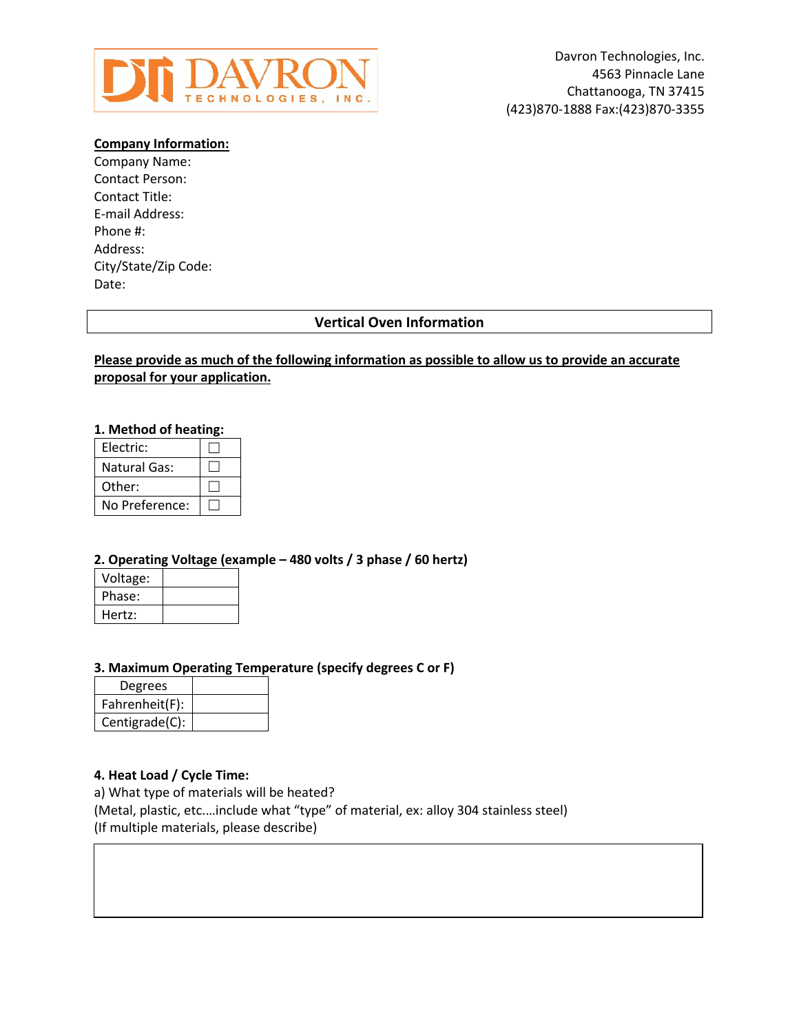DAVRON TECHNOLOGIES, INC.

Davron Technologies, Inc.
4563 Pinnacle Lane
Chattanooga, TN 37415
(423)870-1888 Fax:(423)870-3355

**Company Information:**

Company Name:
Contact Person:
Contact Title:
E-mail Address:
Phone #:
Address:
City/State/Zip Code:
Date:

## Vertical Oven Information

**Please provide as much of the following information as possible to allow us to provide an accurate proposal for your application.**

**1. Method of heating:**

| | |
|---|---|
| Electric: | ☐ |
| Natural Gas: | ☐ |
| Other: | ☐ |
| No Preference: | ☐ |

**2. Operating Voltage (example – 480 volts / 3 phase / 60 hertz)**

| | |
|---|---|
| Voltage: | |
| Phase: | |
| Hertz: | |

**3. Maximum Operating Temperature (specify degrees C or F)**

| Degrees | |
|---|---|
| Fahrenheit(F): | |
| Centigrade(C): | |

**4. Heat Load / Cycle Time:**

a) What type of materials will be heated?
(Metal, plastic, etc….include what "type" of material, ex: alloy 304 stainless steel)
(If multiple materials, please describe)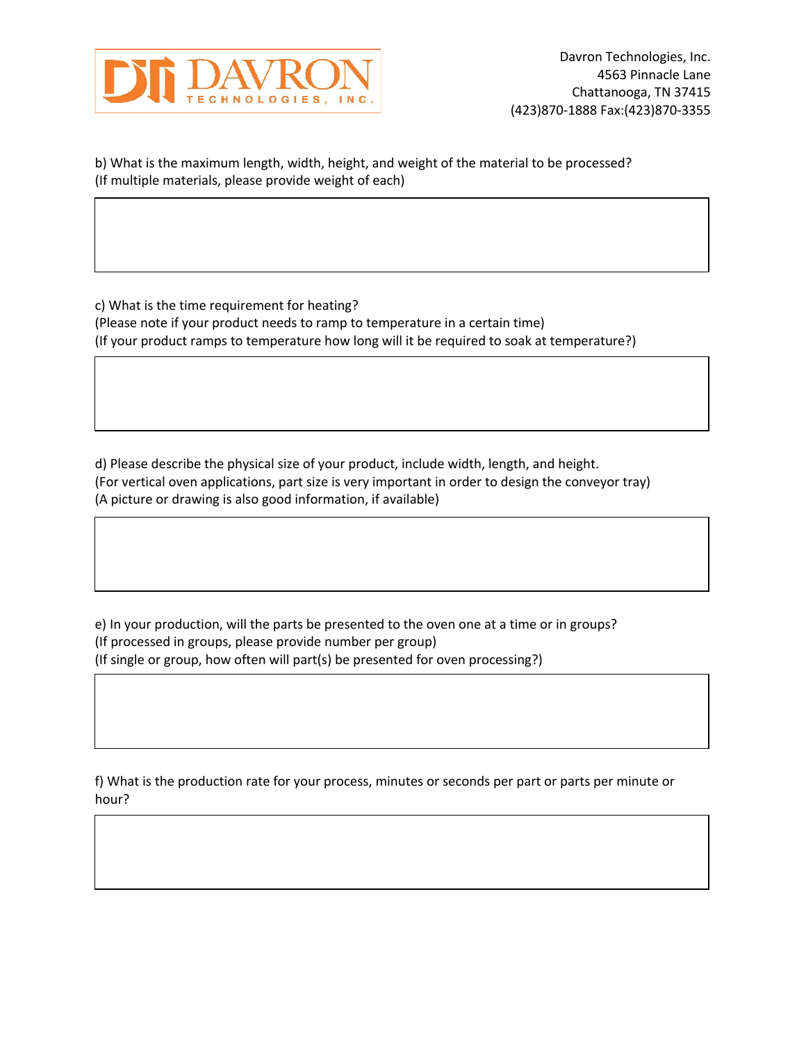Davron Technologies, Inc.
4563 Pinnacle Lane
Chattanooga, TN 37415
(423)870-1888 Fax:(423)870-3355

b) What is the maximum length, width, height, and weight of the material to be processed?
(If multiple materials, please provide weight of each)

c) What is the time requirement for heating?
(Please note if your product needs to ramp to temperature in a certain time)
(If your product ramps to temperature how long will it be required to soak at temperature?)

d) Please describe the physical size of your product, include width, length, and height.
(For vertical oven applications, part size is very important in order to design the conveyor tray)
(A picture or drawing is also good information, if available)

e) In your production, will the parts be presented to the oven one at a time or in groups?
(If processed in groups, please provide number per group)
(If single or group, how often will part(s) be presented for oven processing?)

f) What is the production rate for your process, minutes or seconds per part or parts per minute or hour?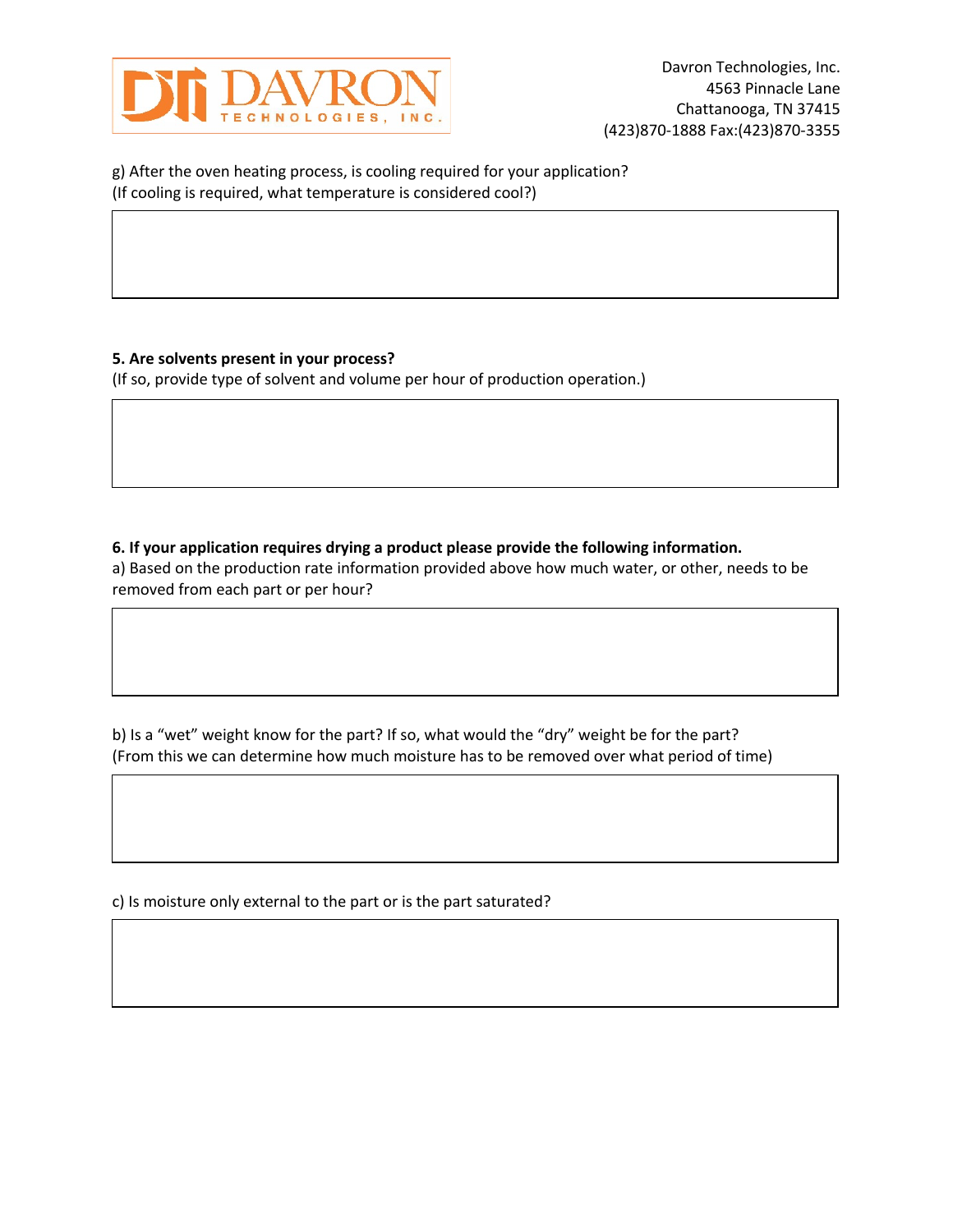g) After the oven heating process, is cooling required for your application?
(If cooling is required, what temperature is considered cool?)

**5. Are solvents present in your process?**
(If so, provide type of solvent and volume per hour of production operation.)

**6. If your application requires drying a product please provide the following information.**

a) Based on the production rate information provided above how much water, or other, needs to be removed from each part or per hour?

b) Is a “wet” weight know for the part? If so, what would the “dry” weight be for the part?
(From this we can determine how much moisture has to be removed over what period of time)

c) Is moisture only external to the part or is the part saturated?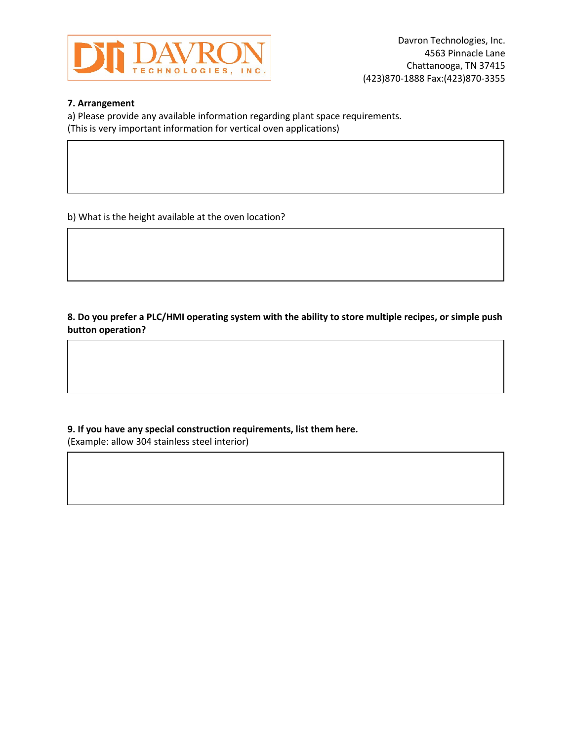**7. Arrangement**

a) Please provide any available information regarding plant space requirements.
(This is very important information for vertical oven applications)

b) What is the height available at the oven location?

**8. Do you prefer a PLC/HMI operating system with the ability to store multiple recipes, or simple push button operation?**

**9. If you have any special construction requirements, list them here.**
(Example: allow 304 stainless steel interior)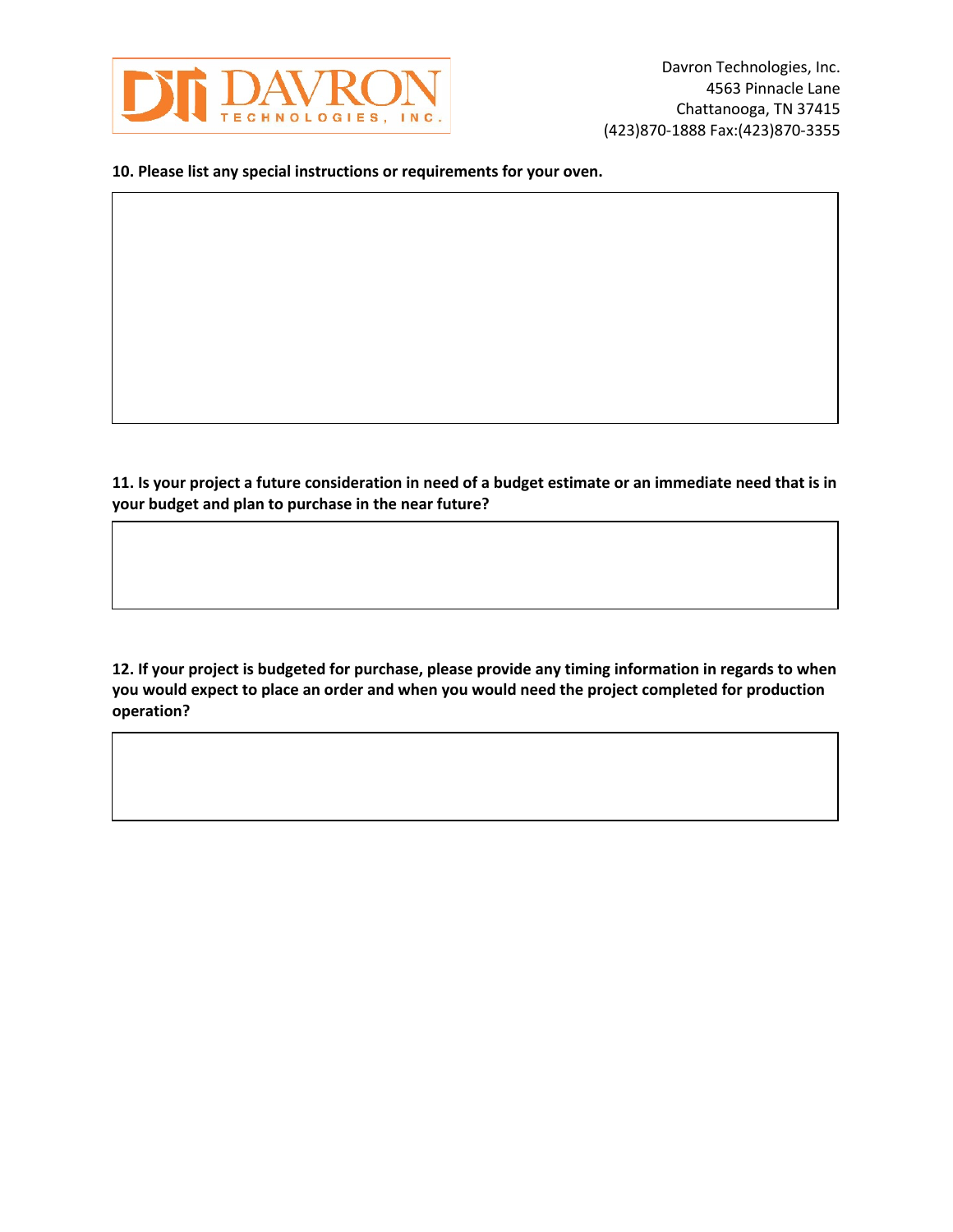Davron Technologies, Inc.
4563 Pinnacle Lane
Chattanooga, TN 37415
(423)870-1888 Fax:(423)870-3355

**10. Please list any special instructions or requirements for your oven.**

**11. Is your project a future consideration in need of a budget estimate or an immediate need that is in your budget and plan to purchase in the near future?**

**12. If your project is budgeted for purchase, please provide any timing information in regards to when you would expect to place an order and when you would need the project completed for production operation?**